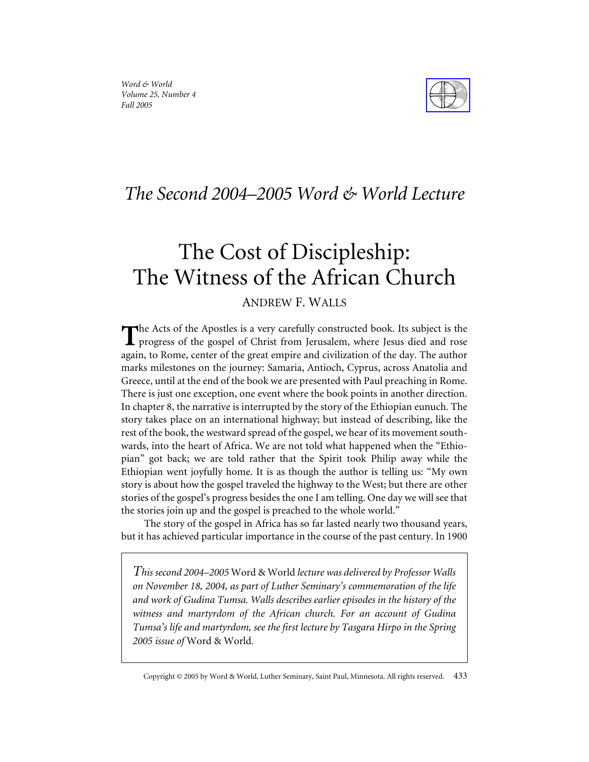## *The Second 2004–2005 Word & World Lecture*

# The Cost of Discipleship: The Witness of the African Church

ANDREW F. WALLS

The Acts of the Apostles is a very carefully constructed book. Its subject is the progress of the gospel of Christ from Jerusalem, where Jesus died and rose again, to Rome, center of the great empire and civilization of the day. The author marks milestones on the journey: Samaria, Antioch, Cyprus, across Anatolia and Greece, until at the end of the book we are presented with Paul preaching in Rome. There is just one exception, one event where the book points in another direction. In chapter 8, the narrative is interrupted by the story of the Ethiopian eunuch. The story takes place on an international highway; but instead of describing, like the rest of the book, the westward spread of the gospel, we hear of its movement southwards, into the heart of Africa. We are not told what happened when the "Ethiopian" got back; we are told rather that the Spirit took Philip away while the Ethiopian went joyfully home. It is as though the author is telling us: "My own story is about how the gospel traveled the highway to the West; but there are other stories of the gospel's progress besides the one I am telling. One day we will see that the stories join up and the gospel is preached to the whole world."

The story of the gospel in Africa has so far lasted nearly two thousand years, but it has achieved particular importance in the course of the past century. In 1900

*This second 2004–2005* Word & World *lecture was delivered by Professor Walls on November 18, 2004, as part of Luther Seminary's commemoration of the life and work of Gudina Tumsa. Walls describes earlier episodes in the history of the witness and martyrdom of the African church. For an account of Gudina Tumsa's life and martyrdom, see the first lecture by Tasgara Hirpo in the Spring 2005 issue of* Word & World.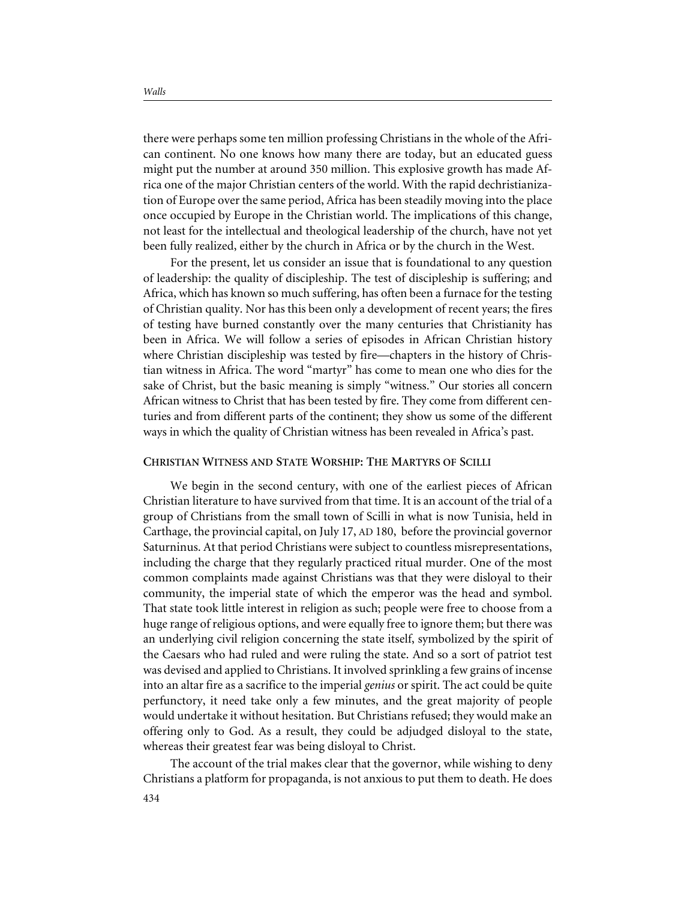there were perhaps some ten million professing Christians in the whole of the African continent. No one knows how many there are today, but an educated guess might put the number at around 350 million. This explosive growth has made Africa one of the major Christian centers of the world. With the rapid dechristianization of Europe over the same period, Africa has been steadily moving into the place once occupied by Europe in the Christian world. The implications of this change, not least for the intellectual and theological leadership of the church, have not yet been fully realized, either by the church in Africa or by the church in the West.

For the present, let us consider an issue that is foundational to any question of leadership: the quality of discipleship. The test of discipleship is suffering; and Africa, which has known so much suffering, has often been a furnace for the testing of Christian quality. Nor has this been only a development of recent years; the fires of testing have burned constantly over the many centuries that Christianity has been in Africa. We will follow a series of episodes in African Christian history where Christian discipleship was tested by fire—chapters in the history of Christian witness in Africa. The word "martyr" has come to mean one who dies for the sake of Christ, but the basic meaning is simply "witness." Our stories all concern African witness to Christ that has been tested by fire. They come from different centuries and from different parts of the continent; they show us some of the different ways in which the quality of Christian witness has been revealed in Africa's past.

## Christian Witness and State Worship: The Martyrs of Scilli

We begin in the second century, with one of the earliest pieces of African Christian literature to have survived from that time. It is an account of the trial of a group of Christians from the small town of Scilli in what is now Tunisia, held in Carthage, the provincial capital, on July 17, AD 180, before the provincial governor Saturninus. At that period Christians were subject to countless misrepresentations, including the charge that they regularly practiced ritual murder. One of the most common complaints made against Christians was that they were disloyal to their community, the imperial state of which the emperor was the head and symbol. That state took little interest in religion as such; people were free to choose from a huge range of religious options, and were equally free to ignore them; but there was an underlying civil religion concerning the state itself, symbolized by the spirit of the Caesars who had ruled and were ruling the state. And so a sort of patriot test was devised and applied to Christians. It involved sprinkling a few grains of incense into an altar fire as a sacrifice to the imperial *genius* or spirit. The act could be quite perfunctory, it need take only a few minutes, and the great majority of people would undertake it without hesitation. But Christians refused; they would make an offering only to God. As a result, they could be adjudged disloyal to the state, whereas their greatest fear was being disloyal to Christ.

The account of the trial makes clear that the governor, while wishing to deny Christians a platform for propaganda, is not anxious to put them to death. He does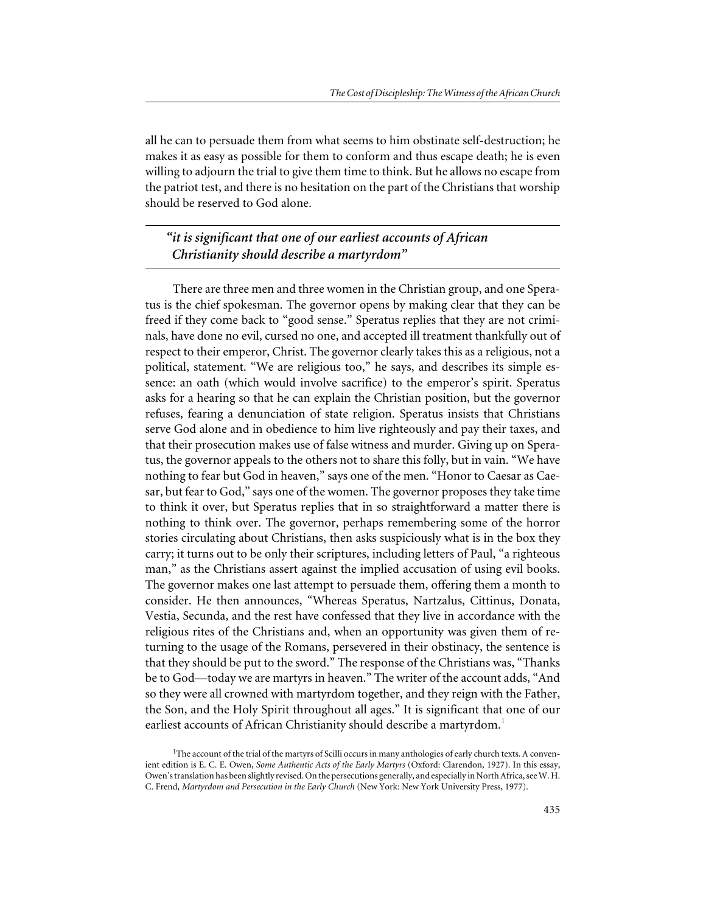all he can to persuade them from what seems to him obstinate self-destruction; he makes it as easy as possible for them to conform and thus escape death; he is even willing to adjourn the trial to give them time to think. But he allows no escape from the patriot test, and there is no hesitation on the part of the Christians that worship should be reserved to God alone.

> ***"it is significant that one of our earliest accounts of African Christianity should describe a martyrdom"***

There are three men and three women in the Christian group, and one Speratus is the chief spokesman. The governor opens by making clear that they can be freed if they come back to "good sense." Speratus replies that they are not criminals, have done no evil, cursed no one, and accepted ill treatment thankfully out of respect to their emperor, Christ. The governor clearly takes this as a religious, not a political, statement. "We are religious too," he says, and describes its simple essence: an oath (which would involve sacrifice) to the emperor's spirit. Speratus asks for a hearing so that he can explain the Christian position, but the governor refuses, fearing a denunciation of state religion. Speratus insists that Christians serve God alone and in obedience to him live righteously and pay their taxes, and that their prosecution makes use of false witness and murder. Giving up on Speratus, the governor appeals to the others not to share this folly, but in vain. "We have nothing to fear but God in heaven," says one of the men. "Honor to Caesar as Caesar, but fear to God," says one of the women. The governor proposes they take time to think it over, but Speratus replies that in so straightforward a matter there is nothing to think over. The governor, perhaps remembering some of the horror stories circulating about Christians, then asks suspiciously what is in the box they carry; it turns out to be only their scriptures, including letters of Paul, "a righteous man," as the Christians assert against the implied accusation of using evil books. The governor makes one last attempt to persuade them, offering them a month to consider. He then announces, "Whereas Speratus, Nartzalus, Cittinus, Donata, Vestia, Secunda, and the rest have confessed that they live in accordance with the religious rites of the Christians and, when an opportunity was given them of returning to the usage of the Romans, persevered in their obstinacy, the sentence is that they should be put to the sword." The response of the Christians was, "Thanks be to God—today we are martyrs in heaven." The writer of the account adds, "And so they were all crowned with martyrdom together, and they reign with the Father, the Son, and the Holy Spirit throughout all ages." It is significant that one of our earliest accounts of African Christianity should describe a martyrdom.[1]

[1] The account of the trial of the martyrs of Scilli occurs in many anthologies of early church texts. A convenient edition is E. C. E. Owen, *Some Authentic Acts of the Early Martyrs* (Oxford: Clarendon, 1927). In this essay, Owen's translation has been slightly revised. On the persecutions generally, and especially in North Africa, see W. H. C. Frend, *Martyrdom and Persecution in the Early Church* (New York: New York University Press, 1977).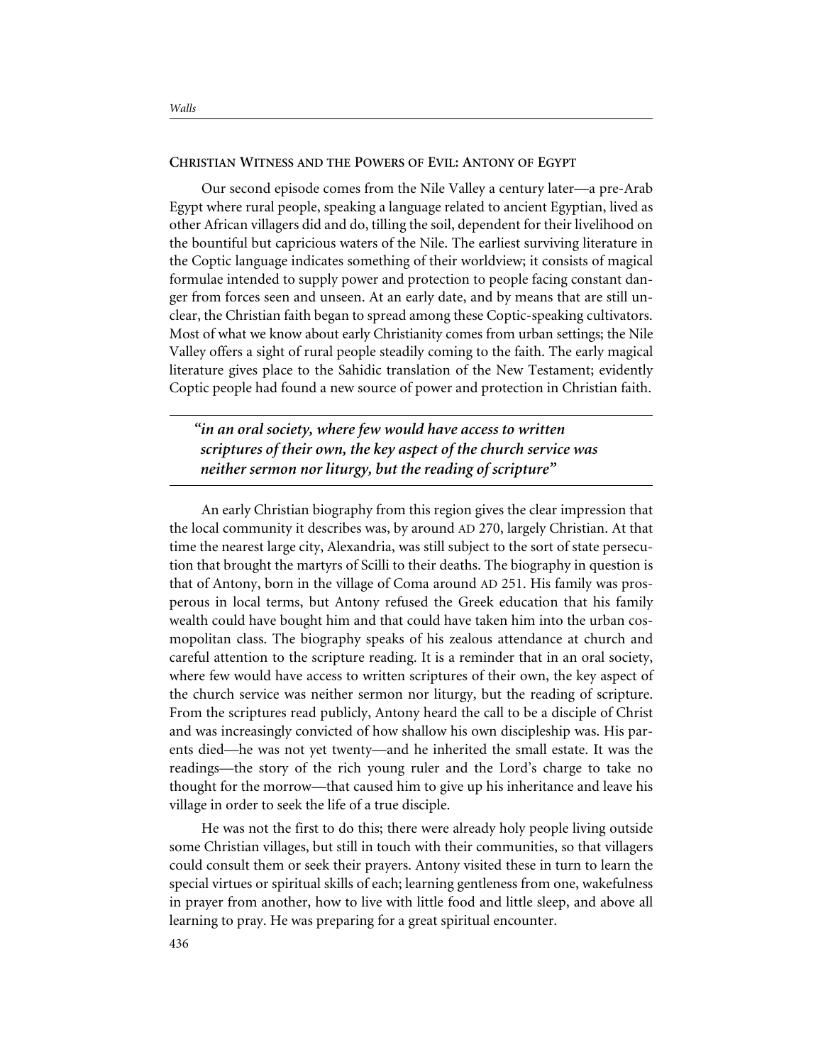## Christian Witness and the Powers of Evil: Antony of Egypt

Our second episode comes from the Nile Valley a century later—a pre-Arab Egypt where rural people, speaking a language related to ancient Egyptian, lived as other African villagers did and do, tilling the soil, dependent for their livelihood on the bountiful but capricious waters of the Nile. The earliest surviving literature in the Coptic language indicates something of their worldview; it consists of magical formulae intended to supply power and protection to people facing constant danger from forces seen and unseen. At an early date, and by means that are still unclear, the Christian faith began to spread among these Coptic-speaking cultivators. Most of what we know about early Christianity comes from urban settings; the Nile Valley offers a sight of rural people steadily coming to the faith. The early magical literature gives place to the Sahidic translation of the New Testament; evidently Coptic people had found a new source of power and protection in Christian faith.

> ***"in an oral society, where few would have access to written scriptures of their own, the key aspect of the church service was neither sermon nor liturgy, but the reading of scripture"***

An early Christian biography from this region gives the clear impression that the local community it describes was, by around AD 270, largely Christian. At that time the nearest large city, Alexandria, was still subject to the sort of state persecution that brought the martyrs of Scilli to their deaths. The biography in question is that of Antony, born in the village of Coma around AD 251. His family was prosperous in local terms, but Antony refused the Greek education that his family wealth could have bought him and that could have taken him into the urban cosmopolitan class. The biography speaks of his zealous attendance at church and careful attention to the scripture reading. It is a reminder that in an oral society, where few would have access to written scriptures of their own, the key aspect of the church service was neither sermon nor liturgy, but the reading of scripture. From the scriptures read publicly, Antony heard the call to be a disciple of Christ and was increasingly convicted of how shallow his own discipleship was. His parents died—he was not yet twenty—and he inherited the small estate. It was the readings—the story of the rich young ruler and the Lord's charge to take no thought for the morrow—that caused him to give up his inheritance and leave his village in order to seek the life of a true disciple.

He was not the first to do this; there were already holy people living outside some Christian villages, but still in touch with their communities, so that villagers could consult them or seek their prayers. Antony visited these in turn to learn the special virtues or spiritual skills of each; learning gentleness from one, wakefulness in prayer from another, how to live with little food and little sleep, and above all learning to pray. He was preparing for a great spiritual encounter.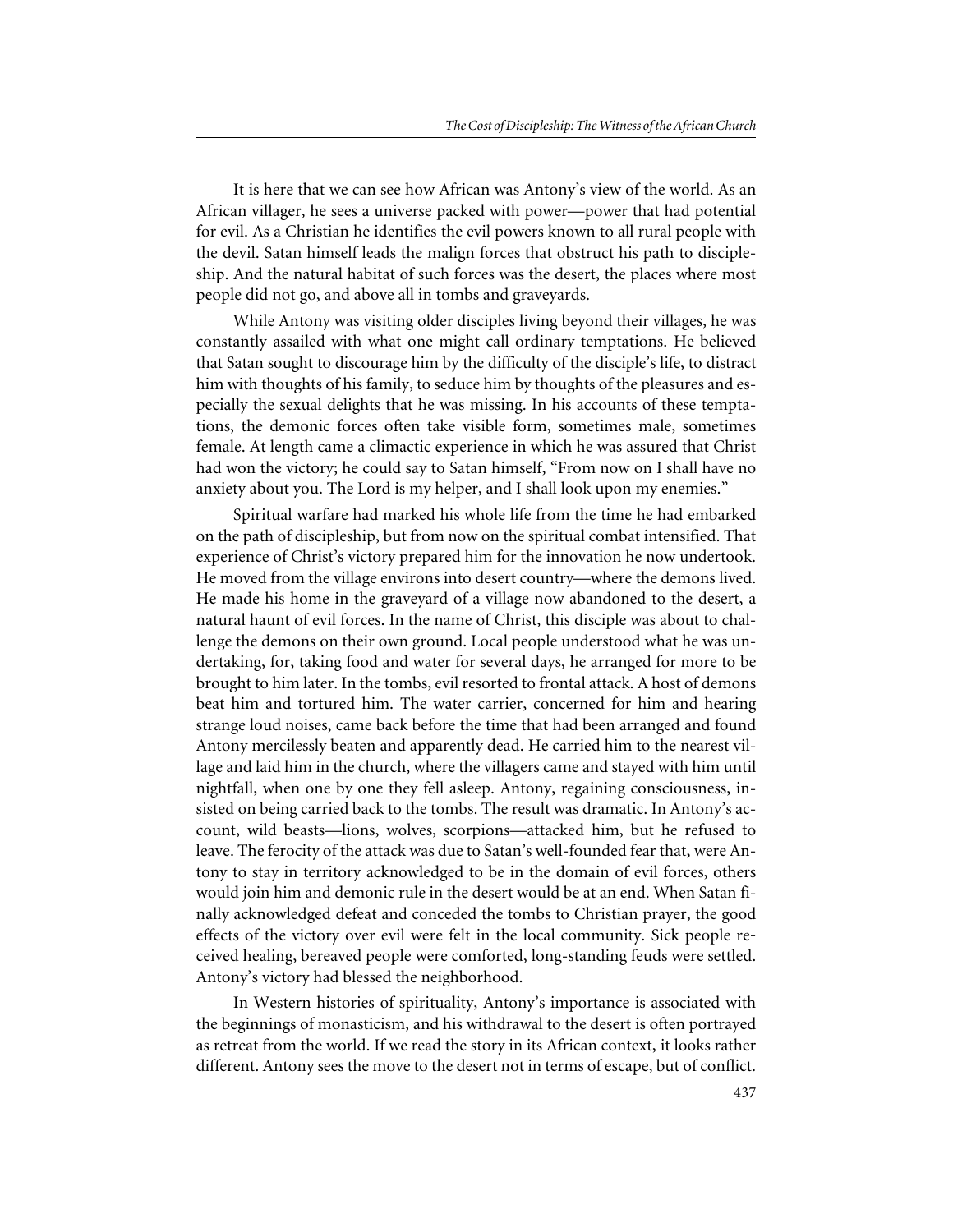It is here that we can see how African was Antony's view of the world. As an African villager, he sees a universe packed with power—power that had potential for evil. As a Christian he identifies the evil powers known to all rural people with the devil. Satan himself leads the malign forces that obstruct his path to discipleship. And the natural habitat of such forces was the desert, the places where most people did not go, and above all in tombs and graveyards.

While Antony was visiting older disciples living beyond their villages, he was constantly assailed with what one might call ordinary temptations. He believed that Satan sought to discourage him by the difficulty of the disciple's life, to distract him with thoughts of his family, to seduce him by thoughts of the pleasures and especially the sexual delights that he was missing. In his accounts of these temptations, the demonic forces often take visible form, sometimes male, sometimes female. At length came a climactic experience in which he was assured that Christ had won the victory; he could say to Satan himself, "From now on I shall have no anxiety about you. The Lord is my helper, and I shall look upon my enemies."

Spiritual warfare had marked his whole life from the time he had embarked on the path of discipleship, but from now on the spiritual combat intensified. That experience of Christ's victory prepared him for the innovation he now undertook. He moved from the village environs into desert country—where the demons lived. He made his home in the graveyard of a village now abandoned to the desert, a natural haunt of evil forces. In the name of Christ, this disciple was about to challenge the demons on their own ground. Local people understood what he was undertaking, for, taking food and water for several days, he arranged for more to be brought to him later. In the tombs, evil resorted to frontal attack. A host of demons beat him and tortured him. The water carrier, concerned for him and hearing strange loud noises, came back before the time that had been arranged and found Antony mercilessly beaten and apparently dead. He carried him to the nearest village and laid him in the church, where the villagers came and stayed with him until nightfall, when one by one they fell asleep. Antony, regaining consciousness, insisted on being carried back to the tombs. The result was dramatic. In Antony's account, wild beasts—lions, wolves, scorpions—attacked him, but he refused to leave. The ferocity of the attack was due to Satan's well-founded fear that, were Antony to stay in territory acknowledged to be in the domain of evil forces, others would join him and demonic rule in the desert would be at an end. When Satan finally acknowledged defeat and conceded the tombs to Christian prayer, the good effects of the victory over evil were felt in the local community. Sick people received healing, bereaved people were comforted, long-standing feuds were settled. Antony's victory had blessed the neighborhood.

In Western histories of spirituality, Antony's importance is associated with the beginnings of monasticism, and his withdrawal to the desert is often portrayed as retreat from the world. If we read the story in its African context, it looks rather different. Antony sees the move to the desert not in terms of escape, but of conflict.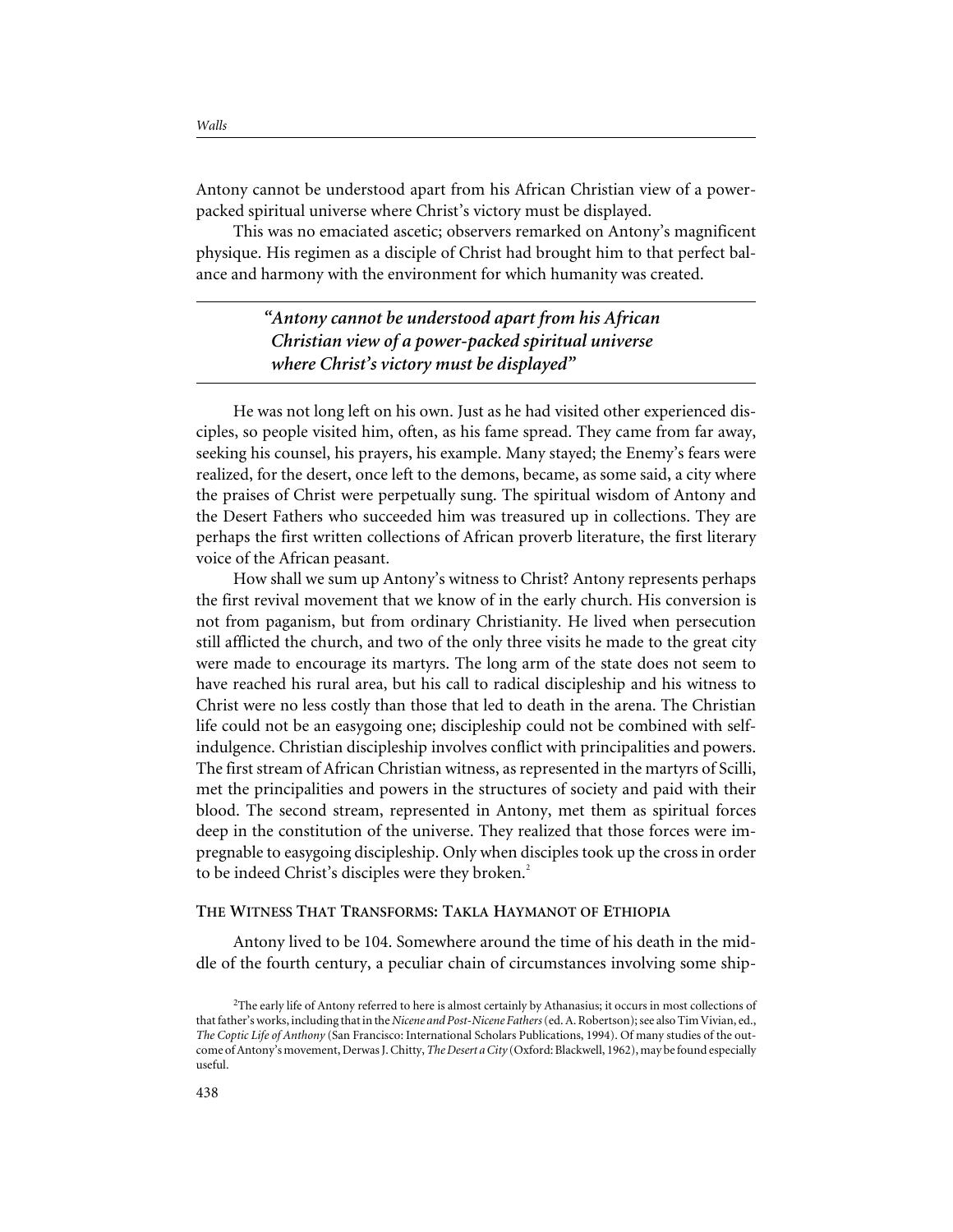Antony cannot be understood apart from his African Christian view of a power-packed spiritual universe where Christ's victory must be displayed.

This was no emaciated ascetic; observers remarked on Antony's magnificent physique. His regimen as a disciple of Christ had brought him to that perfect balance and harmony with the environment for which humanity was created.

> ***"Antony cannot be understood apart from his African Christian view of a power-packed spiritual universe where Christ's victory must be displayed"***

He was not long left on his own. Just as he had visited other experienced disciples, so people visited him, often, as his fame spread. They came from far away, seeking his counsel, his prayers, his example. Many stayed; the Enemy's fears were realized, for the desert, once left to the demons, became, as some said, a city where the praises of Christ were perpetually sung. The spiritual wisdom of Antony and the Desert Fathers who succeeded him was treasured up in collections. They are perhaps the first written collections of African proverb literature, the first literary voice of the African peasant.

How shall we sum up Antony's witness to Christ? Antony represents perhaps the first revival movement that we know of in the early church. His conversion is not from paganism, but from ordinary Christianity. He lived when persecution still afflicted the church, and two of the only three visits he made to the great city were made to encourage its martyrs. The long arm of the state does not seem to have reached his rural area, but his call to radical discipleship and his witness to Christ were no less costly than those that led to death in the arena. The Christian life could not be an easygoing one; discipleship could not be combined with self-indulgence. Christian discipleship involves conflict with principalities and powers. The first stream of African Christian witness, as represented in the martyrs of Scilli, met the principalities and powers in the structures of society and paid with their blood. The second stream, represented in Antony, met them as spiritual forces deep in the constitution of the universe. They realized that those forces were impregnable to easygoing discipleship. Only when disciples took up the cross in order to be indeed Christ's disciples were they broken.[2]

## The Witness That Transforms: Takla Haymanot of Ethiopia

Antony lived to be 104. Somewhere around the time of his death in the middle of the fourth century, a peculiar chain of circumstances involving some ship-

[2]The early life of Antony referred to here is almost certainly by Athanasius; it occurs in most collections of that father's works, including that in the *Nicene and Post-Nicene Fathers* (ed. A. Robertson); see also Tim Vivian, ed., *The Coptic Life of Anthony* (San Francisco: International Scholars Publications, 1994). Of many studies of the outcome of Antony's movement, Derwas J. Chitty, *The Desert a City* (Oxford: Blackwell, 1962), may be found especially useful.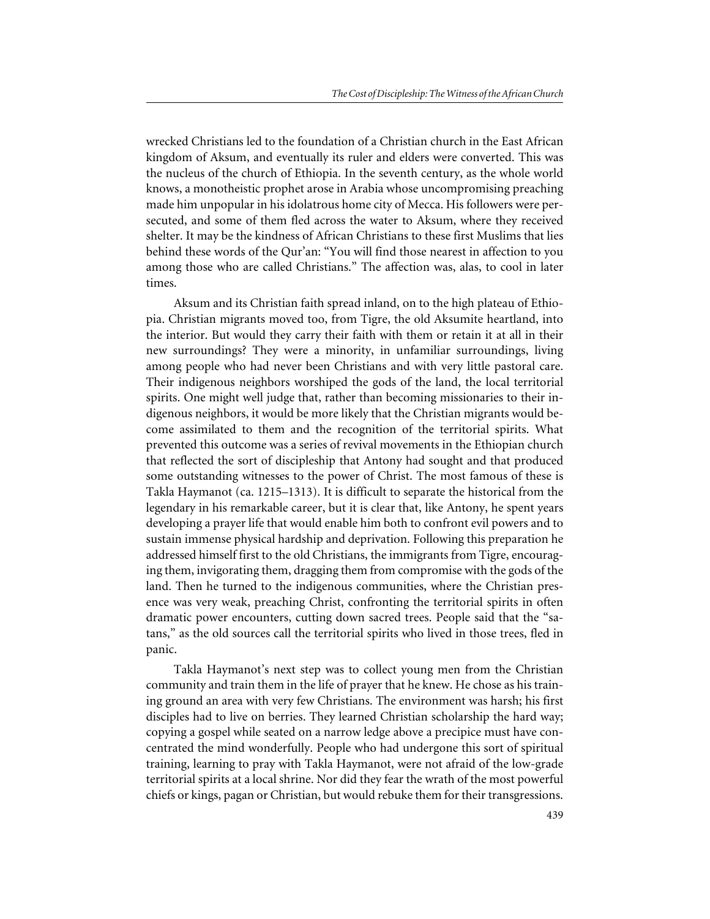wrecked Christians led to the foundation of a Christian church in the East African kingdom of Aksum, and eventually its ruler and elders were converted. This was the nucleus of the church of Ethiopia. In the seventh century, as the whole world knows, a monotheistic prophet arose in Arabia whose uncompromising preaching made him unpopular in his idolatrous home city of Mecca. His followers were persecuted, and some of them fled across the water to Aksum, where they received shelter. It may be the kindness of African Christians to these first Muslims that lies behind these words of the Qur'an: "You will find those nearest in affection to you among those who are called Christians." The affection was, alas, to cool in later times.

Aksum and its Christian faith spread inland, on to the high plateau of Ethiopia. Christian migrants moved too, from Tigre, the old Aksumite heartland, into the interior. But would they carry their faith with them or retain it at all in their new surroundings? They were a minority, in unfamiliar surroundings, living among people who had never been Christians and with very little pastoral care. Their indigenous neighbors worshiped the gods of the land, the local territorial spirits. One might well judge that, rather than becoming missionaries to their indigenous neighbors, it would be more likely that the Christian migrants would become assimilated to them and the recognition of the territorial spirits. What prevented this outcome was a series of revival movements in the Ethiopian church that reflected the sort of discipleship that Antony had sought and that produced some outstanding witnesses to the power of Christ. The most famous of these is Takla Haymanot (ca. 1215–1313). It is difficult to separate the historical from the legendary in his remarkable career, but it is clear that, like Antony, he spent years developing a prayer life that would enable him both to confront evil powers and to sustain immense physical hardship and deprivation. Following this preparation he addressed himself first to the old Christians, the immigrants from Tigre, encouraging them, invigorating them, dragging them from compromise with the gods of the land. Then he turned to the indigenous communities, where the Christian presence was very weak, preaching Christ, confronting the territorial spirits in often dramatic power encounters, cutting down sacred trees. People said that the "satans," as the old sources call the territorial spirits who lived in those trees, fled in panic.

Takla Haymanot's next step was to collect young men from the Christian community and train them in the life of prayer that he knew. He chose as his training ground an area with very few Christians. The environment was harsh; his first disciples had to live on berries. They learned Christian scholarship the hard way; copying a gospel while seated on a narrow ledge above a precipice must have concentrated the mind wonderfully. People who had undergone this sort of spiritual training, learning to pray with Takla Haymanot, were not afraid of the low-grade territorial spirits at a local shrine. Nor did they fear the wrath of the most powerful chiefs or kings, pagan or Christian, but would rebuke them for their transgressions.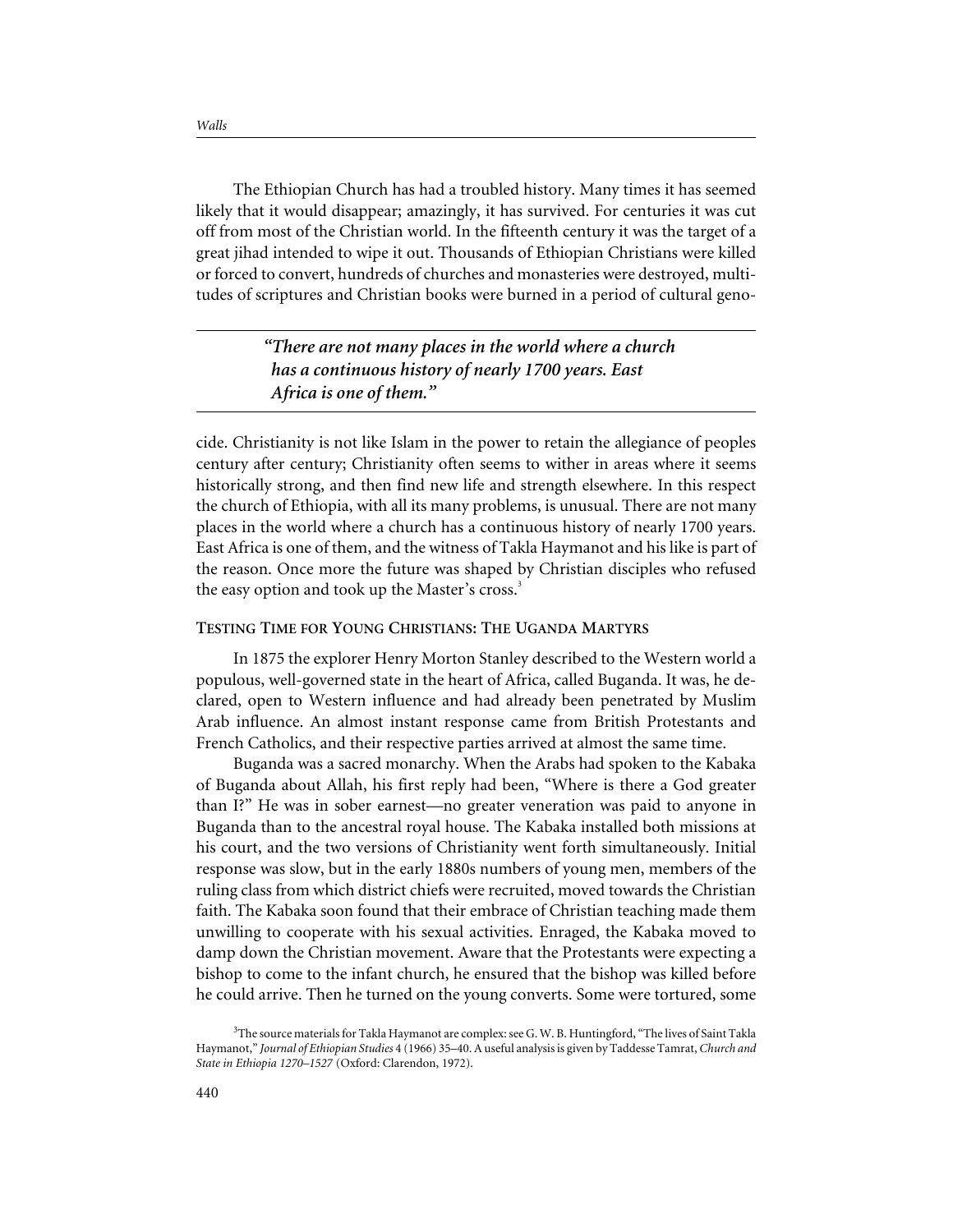The Ethiopian Church has had a troubled history. Many times it has seemed likely that it would disappear; amazingly, it has survived. For centuries it was cut off from most of the Christian world. In the fifteenth century it was the target of a great jihad intended to wipe it out. Thousands of Ethiopian Christians were killed or forced to convert, hundreds of churches and monasteries were destroyed, multitudes of scriptures and Christian books were burned in a period of cultural genocide. Christianity is not like Islam in the power to retain the allegiance of peoples century after century; Christianity often seems to wither in areas where it seems historically strong, and then find new life and strength elsewhere. In this respect the church of Ethiopia, with all its many problems, is unusual. There are not many places in the world where a church has a continuous history of nearly 1700 years. East Africa is one of them, and the witness of Takla Haymanot and his like is part of the reason. Once more the future was shaped by Christian disciples who refused the easy option and took up the Master's cross.[3]

> ***"There are not many places in the world where a church has a continuous history of nearly 1700 years. East Africa is one of them."***

## Testing Time for Young Christians: The Uganda Martyrs

In 1875 the explorer Henry Morton Stanley described to the Western world a populous, well-governed state in the heart of Africa, called Buganda. It was, he declared, open to Western influence and had already been penetrated by Muslim Arab influence. An almost instant response came from British Protestants and French Catholics, and their respective parties arrived at almost the same time.

Buganda was a sacred monarchy. When the Arabs had spoken to the Kabaka of Buganda about Allah, his first reply had been, "Where is there a God greater than I?" He was in sober earnest—no greater veneration was paid to anyone in Buganda than to the ancestral royal house. The Kabaka installed both missions at his court, and the two versions of Christianity went forth simultaneously. Initial response was slow, but in the early 1880s numbers of young men, members of the ruling class from which district chiefs were recruited, moved towards the Christian faith. The Kabaka soon found that their embrace of Christian teaching made them unwilling to cooperate with his sexual activities. Enraged, the Kabaka moved to damp down the Christian movement. Aware that the Protestants were expecting a bishop to come to the infant church, he ensured that the bishop was killed before he could arrive. Then he turned on the young converts. Some were tortured, some

[3] The source materials for Takla Haymanot are complex: see G. W. B. Huntingford, "The lives of Saint Takla Haymanot," *Journal of Ethiopian Studies* 4 (1966) 35–40. A useful analysis is given by Taddesse Tamrat, *Church and State in Ethiopia 1270–1527* (Oxford: Clarendon, 1972).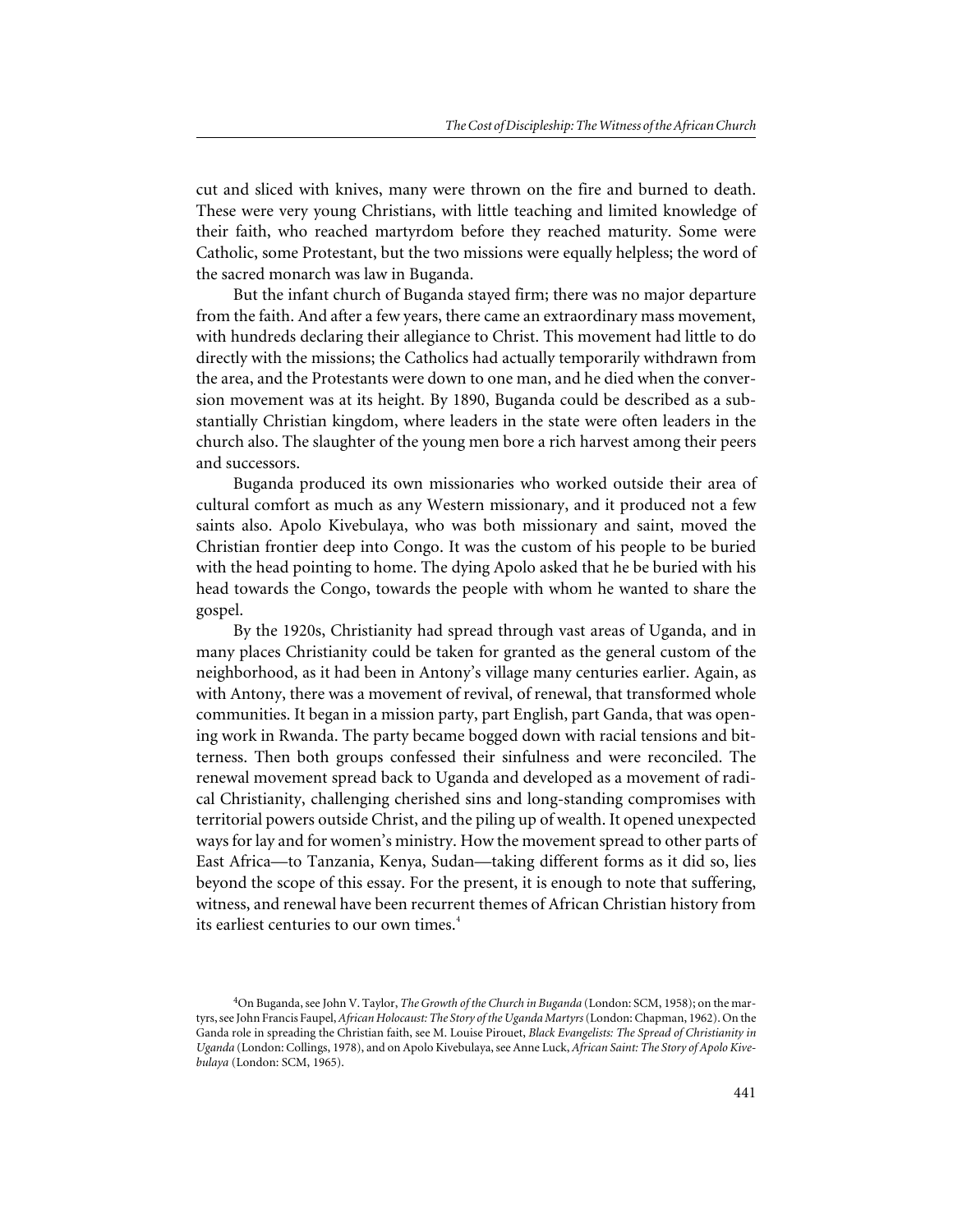cut and sliced with knives, many were thrown on the fire and burned to death. These were very young Christians, with little teaching and limited knowledge of their faith, who reached martyrdom before they reached maturity. Some were Catholic, some Protestant, but the two missions were equally helpless; the word of the sacred monarch was law in Buganda.

But the infant church of Buganda stayed firm; there was no major departure from the faith. And after a few years, there came an extraordinary mass movement, with hundreds declaring their allegiance to Christ. This movement had little to do directly with the missions; the Catholics had actually temporarily withdrawn from the area, and the Protestants were down to one man, and he died when the conversion movement was at its height. By 1890, Buganda could be described as a substantially Christian kingdom, where leaders in the state were often leaders in the church also. The slaughter of the young men bore a rich harvest among their peers and successors.

Buganda produced its own missionaries who worked outside their area of cultural comfort as much as any Western missionary, and it produced not a few saints also. Apolo Kivebulaya, who was both missionary and saint, moved the Christian frontier deep into Congo. It was the custom of his people to be buried with the head pointing to home. The dying Apolo asked that he be buried with his head towards the Congo, towards the people with whom he wanted to share the gospel.

By the 1920s, Christianity had spread through vast areas of Uganda, and in many places Christianity could be taken for granted as the general custom of the neighborhood, as it had been in Antony's village many centuries earlier. Again, as with Antony, there was a movement of revival, of renewal, that transformed whole communities. It began in a mission party, part English, part Ganda, that was opening work in Rwanda. The party became bogged down with racial tensions and bitterness. Then both groups confessed their sinfulness and were reconciled. The renewal movement spread back to Uganda and developed as a movement of radical Christianity, challenging cherished sins and long-standing compromises with territorial powers outside Christ, and the piling up of wealth. It opened unexpected ways for lay and for women's ministry. How the movement spread to other parts of East Africa—to Tanzania, Kenya, Sudan—taking different forms as it did so, lies beyond the scope of this essay. For the present, it is enough to note that suffering, witness, and renewal have been recurrent themes of African Christian history from its earliest centuries to our own times.[4]

[4]On Buganda, see John V. Taylor, *The Growth of the Church in Buganda* (London: SCM, 1958); on the martyrs, see John Francis Faupel, *African Holocaust: The Story of the Uganda Martyrs* (London: Chapman, 1962). On the Ganda role in spreading the Christian faith, see M. Louise Pirouet, *Black Evangelists: The Spread of Christianity in Uganda* (London: Collings, 1978), and on Apolo Kivebulaya, see Anne Luck, *African Saint: The Story of Apolo Kivebulaya* (London: SCM, 1965).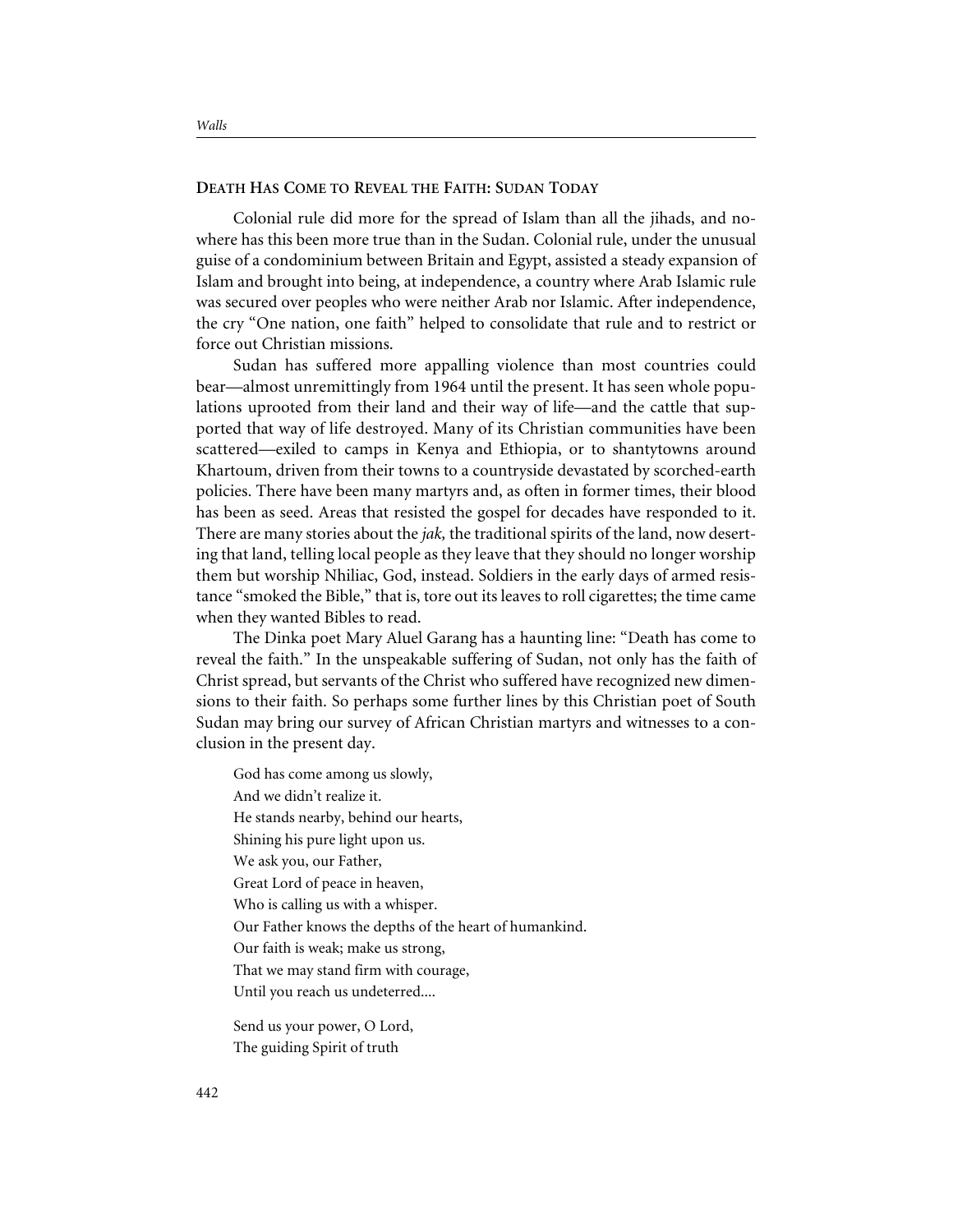## Death Has Come to Reveal the Faith: Sudan Today

Colonial rule did more for the spread of Islam than all the jihads, and nowhere has this been more true than in the Sudan. Colonial rule, under the unusual guise of a condominium between Britain and Egypt, assisted a steady expansion of Islam and brought into being, at independence, a country where Arab Islamic rule was secured over peoples who were neither Arab nor Islamic. After independence, the cry "One nation, one faith" helped to consolidate that rule and to restrict or force out Christian missions.

Sudan has suffered more appalling violence than most countries could bear—almost unremittingly from 1964 until the present. It has seen whole populations uprooted from their land and their way of life—and the cattle that supported that way of life destroyed. Many of its Christian communities have been scattered—exiled to camps in Kenya and Ethiopia, or to shantytowns around Khartoum, driven from their towns to a countryside devastated by scorched-earth policies. There have been many martyrs and, as often in former times, their blood has been as seed. Areas that resisted the gospel for decades have responded to it. There are many stories about the *jak,* the traditional spirits of the land, now deserting that land, telling local people as they leave that they should no longer worship them but worship Nhiliac, God, instead. Soldiers in the early days of armed resistance "smoked the Bible," that is, tore out its leaves to roll cigarettes; the time came when they wanted Bibles to read.

The Dinka poet Mary Aluel Garang has a haunting line: "Death has come to reveal the faith." In the unspeakable suffering of Sudan, not only has the faith of Christ spread, but servants of the Christ who suffered have recognized new dimensions to their faith. So perhaps some further lines by this Christian poet of South Sudan may bring our survey of African Christian martyrs and witnesses to a conclusion in the present day.

> God has come among us slowly,  
> And we didn't realize it.  
> He stands nearby, behind our hearts,  
> Shining his pure light upon us.  
> We ask you, our Father,  
> Great Lord of peace in heaven,  
> Who is calling us with a whisper.  
> Our Father knows the depths of the heart of humankind.  
> Our faith is weak; make us strong,  
> That we may stand firm with courage,  
> Until you reach us undeterred....
>
> Send us your power, O Lord,  
> The guiding Spirit of truth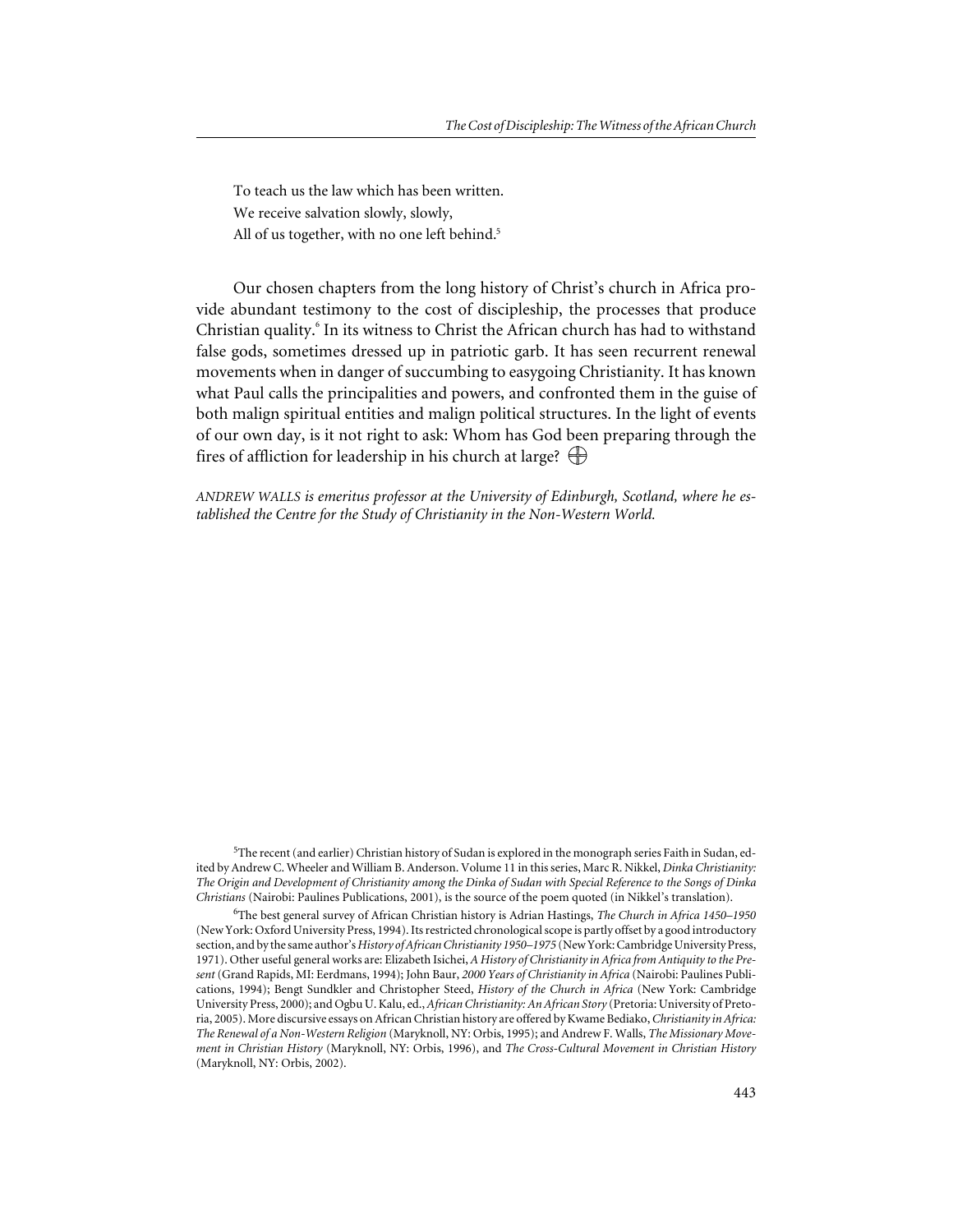To teach us the law which has been written.  
We receive salvation slowly, slowly,  
All of us together, with no one left behind.[5]

Our chosen chapters from the long history of Christ's church in Africa provide abundant testimony to the cost of discipleship, the processes that produce Christian quality.[6] In its witness to Christ the African church has had to withstand false gods, sometimes dressed up in patriotic garb. It has seen recurrent renewal movements when in danger of succumbing to easygoing Christianity. It has known what Paul calls the principalities and powers, and confronted them in the guise of both malign spiritual entities and malign political structures. In the light of events of our own day, is it not right to ask: Whom has God been preparing through the fires of affliction for leadership in his church at large?

*ANDREW WALLS is emeritus professor at the University of Edinburgh, Scotland, where he established the Centre for the Study of Christianity in the Non-Western World.*

[5]The recent (and earlier) Christian history of Sudan is explored in the monograph series Faith in Sudan, edited by Andrew C. Wheeler and William B. Anderson. Volume 11 in this series, Marc R. Nikkel, *Dinka Christianity: The Origin and Development of Christianity among the Dinka of Sudan with Special Reference to the Songs of Dinka Christians* (Nairobi: Paulines Publications, 2001), is the source of the poem quoted (in Nikkel's translation).

[6]The best general survey of African Christian history is Adrian Hastings, *The Church in Africa 1450–1950* (New York: Oxford University Press, 1994). Its restricted chronological scope is partly offset by a good introductory section, and by the same author's *History of African Christianity 1950–1975* (New York: Cambridge University Press, 1971). Other useful general works are: Elizabeth Isichei, *A History of Christianity in Africa from Antiquity to the Present* (Grand Rapids, MI: Eerdmans, 1994); John Baur, *2000 Years of Christianity in Africa* (Nairobi: Paulines Publications, 1994); Bengt Sundkler and Christopher Steed, *History of the Church in Africa* (New York: Cambridge University Press, 2000); and Ogbu U. Kalu, ed., *African Christianity: An African Story* (Pretoria: University of Pretoria, 2005). More discursive essays on African Christian history are offered by Kwame Bediako, *Christianity in Africa: The Renewal of a Non-Western Religion* (Maryknoll, NY: Orbis, 1995); and Andrew F. Walls, *The Missionary Movement in Christian History* (Maryknoll, NY: Orbis, 1996), and *The Cross-Cultural Movement in Christian History* (Maryknoll, NY: Orbis, 2002).